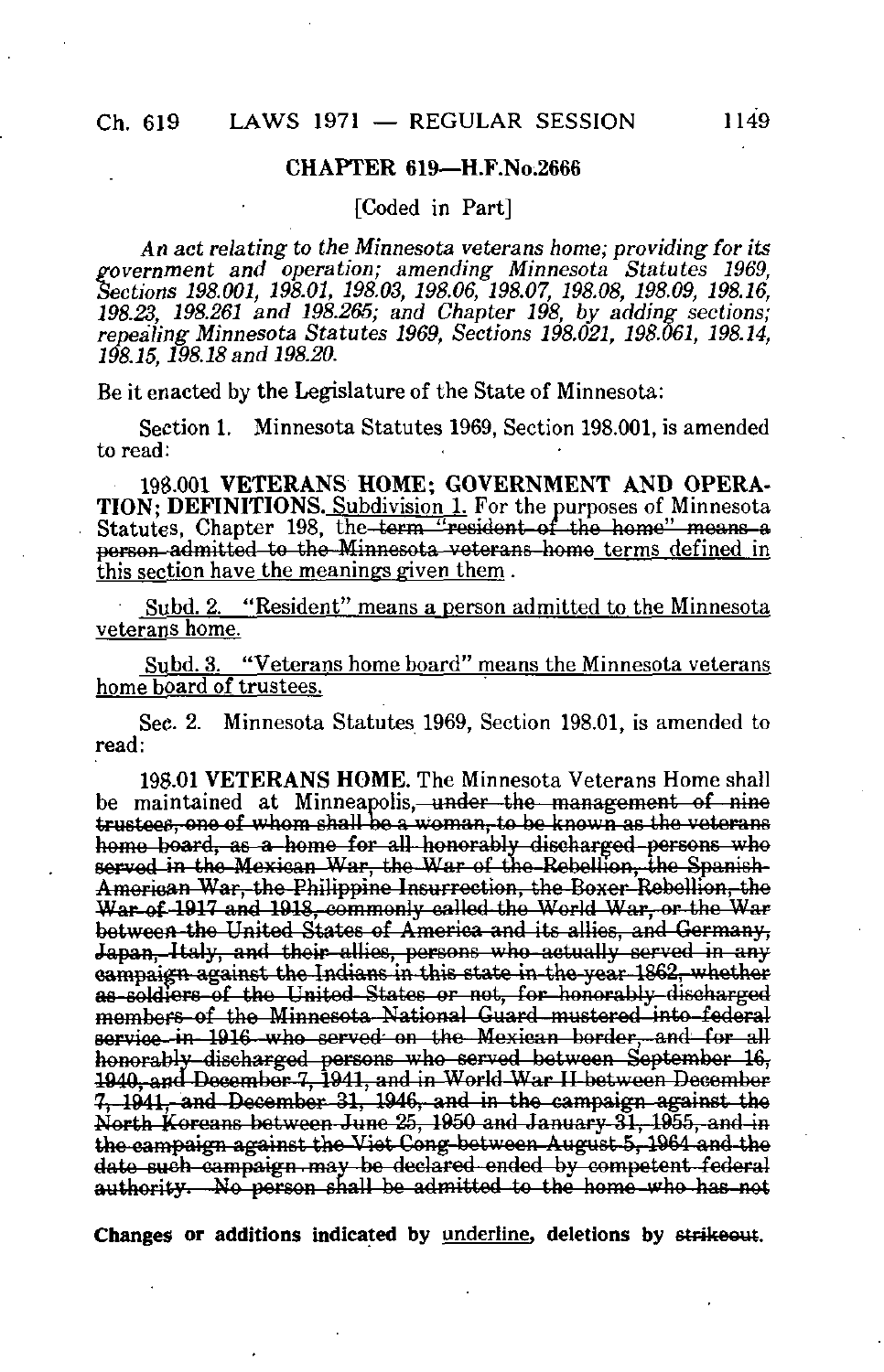## CHAPTER 619—H.F.No.2666

[Coded in Part]

*An act relating to the Minnesota veterans home; providing for its government and operation; amending Minnesota Statutes 1969, Sections 198.001, 198.01, 198.03, 198.06, 198.07, 198.08, 198.09, 198.16, 198.23, 198.261 and 198.265; and Chapter 198, by adding sections; repealing Minnesota Statutes 1969, Sections 198.021, 198.061, 198.14, 198.15, 198.18 and 198.20.*

Be it enacted by the Legislature of the State of Minnesota:

Section 1. Minnesota Statutes 1969, Section 198.001, is amended to read:

198.001 **VETERANS HOME; GOVERNMENT AND OPERATION; DEFINITIONS.** <u>Subdivision 1.</u> For the purposes of Minnesota Statutes, Chapter 198, the ~~term "resident of the home" means a person admitted to the Minnesota veterans home~~ <u>terms defined in this section have the meanings given them</u>.

<u>Subd. 2. "Resident" means a person admitted to the Minnesota veterans home.</u>

<u>Subd. 3. "Veterans home board" means the Minnesota veterans home board of trustees.</u>

Sec. 2. Minnesota Statutes 1969, Section 198.01, is amended to read:

198.01 **VETERANS HOME.** The Minnesota Veterans Home shall be maintained at Minneapolis~~, under the management of nine trustees, one of whom shall be a woman, to be known as the veterans home board, as a home for all honorably discharged persons who served in the Mexican War, the War of the Rebellion, the Spanish-American War, the Philippine Insurrection, the Boxer Rebellion, the War of 1917 and 1918, commonly called the World War, or the War between the United States of America and its allies, and Germany, Japan, Italy, and their allies, persons who actually served in any campaign against the Indians in this state in the year 1862, whether as soldiers of the United States or not, for honorably discharged members of the Minnesota National Guard mustered into federal service in 1916 who served on the Mexican border, and for all honorably discharged persons who served between September 16, 1940, and December 7, 1941, and in World War II between December 7, 1941, and December 31, 1946, and in the campaign against the North Koreans between June 25, 1950 and January 31, 1955, and in the campaign against the Viet Cong between August 5, 1964 and the date such campaign may be declared ended by competent federal authority. No person shall be admitted to the home who has not~~

**Changes or additions indicated by** <u>underline</u>**, deletions by** ~~strikeout~~.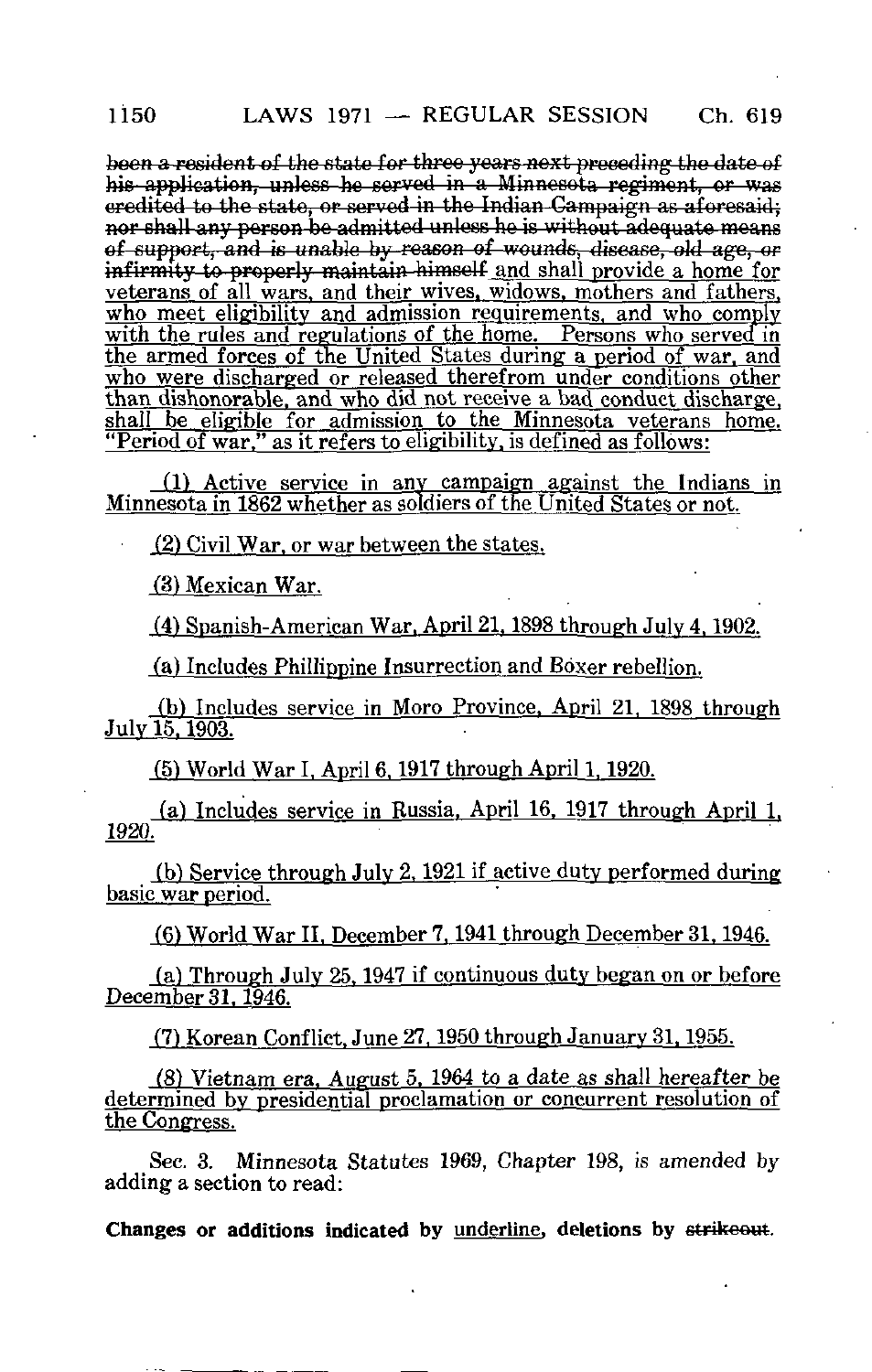~~been a resident of the state for three years next preceding the date of his application, unless he served in a Minnesota regiment, or was credited to the state, or served in the Indian Campaign as aforesaid; nor shall any person be admitted unless he is without adequate means of support, and is unable by reason of wounds, disease, old age, or infirmity to properly maintain himself~~ <u>and shall provide a home for veterans of all wars, and their wives, widows, mothers and fathers, who meet eligibility and admission requirements, and who comply with the rules and regulations of the home. Persons who served in the armed forces of the United States during a period of war, and who were discharged or released therefrom under conditions other than dishonorable, and who did not receive a bad conduct discharge, shall be eligible for admission to the Minnesota veterans home. "Period of war," as it refers to eligibility, is defined as follows:</u>

<u>(1) Active service in any campaign against the Indians in Minnesota in 1862 whether as soldiers of the United States or not.</u>

<u>(2) Civil War, or war between the states.</u>

<u>(3) Mexican War.</u>

<u>(4) Spanish-American War, April 21, 1898 through July 4, 1902.</u>

<u>(a) Includes Phillippine Insurrection and Boxer rebellion.</u>

<u>(b) Includes service in Moro Province, April 21, 1898 through July 15, 1903.</u>

<u>(5) World War I, April 6, 1917 through April 1, 1920.</u>

<u>(a) Includes service in Russia, April 16, 1917 through April 1, 1920.</u>

<u>(b) Service through July 2, 1921 if active duty performed during basic war period.</u>

<u>(6) World War II, December 7, 1941 through December 31, 1946.</u>

<u>(a) Through July 25, 1947 if continuous duty began on or before December 31, 1946.</u>

<u>(7) Korean Conflict, June 27, 1950 through January 31, 1955.</u>

<u>(8) Vietnam era, August 5, 1964 to a date as shall hereafter be determined by presidential proclamation or concurrent resolution of the Congress.</u>

Sec. 3. *Minnesota Statutes 1969, Chapter 198, is amended by adding a section to read:*

**Changes or additions indicated by <u>underline</u>, deletions by ~~strikeout~~.**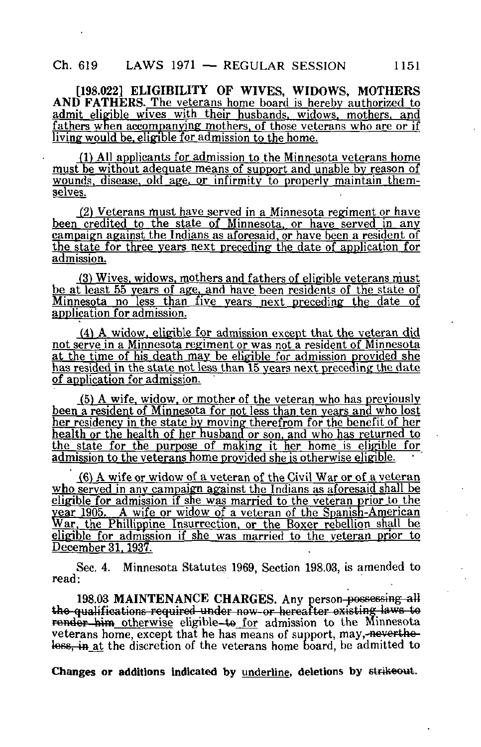**[198.022] ELIGIBILITY OF WIVES, WIDOWS, MOTHERS AND FATHERS.** The veterans home board is hereby authorized to admit eligible wives with their husbands, widows, mothers, and fathers when accompanying mothers, of those veterans who are or if living would be, eligible for admission to the home.

(1) All applicants for admission to the Minnesota veterans home must be without adequate means of support and unable by reason of wounds, disease, old age, or infirmity to properly maintain themselves.

(2) Veterans must have served in a Minnesota regiment or have been credited to the state of Minnesota, or have served in any campaign against the Indians as aforesaid, or have been a resident of the state for three years next preceding the date of application for admission.

(3) Wives, widows, mothers and fathers of eligible veterans must be at least 55 years of age, and have been residents of the state of Minnesota no less than five years next preceding the date of application for admission.

(4) A widow, eligible for admission except that the veteran did not serve in a Minnesota regiment or was not a resident of Minnesota at the time of his death may be eligible for admission provided she has resided in the state not less than 15 years next preceding the date of application for admission.

(5) A wife, widow, or mother of the veteran who has previously been a resident of Minnesota for not less than ten years and who lost her residency in the state by moving therefrom for the benefit of her health or the health of her husband or son, and who has returned to the state for the purpose of making it her home is eligible for admission to the veterans home provided she is otherwise eligible.

(6) A wife or widow of a veteran of the Civil War or of a veteran who served in any campaign against the Indians as aforesaid shall be eligible for admission if she was married to the veteran prior to the year 1905. A wife or widow of a veteran of the Spanish-American War, the Phillippine Insurrection, or the Boxer rebellion shall be eligible for admission if she was married to the veteran prior to December 31, 1937.

Sec. 4. Minnesota Statutes 1969, Section 198.03, is amended to read:

**198.03 MAINTENANCE CHARGES.** Any person ~~possessing all the qualifications required under now or hereafter existing laws to render him~~ otherwise eligible ~~to~~ for admission to the Minnesota veterans home, except that he has means of support, may, ~~nevertheless, in~~ at the discretion of the veterans home board, be admitted to

**Changes or additions indicated by underline, deletions by ~~strikeout~~.**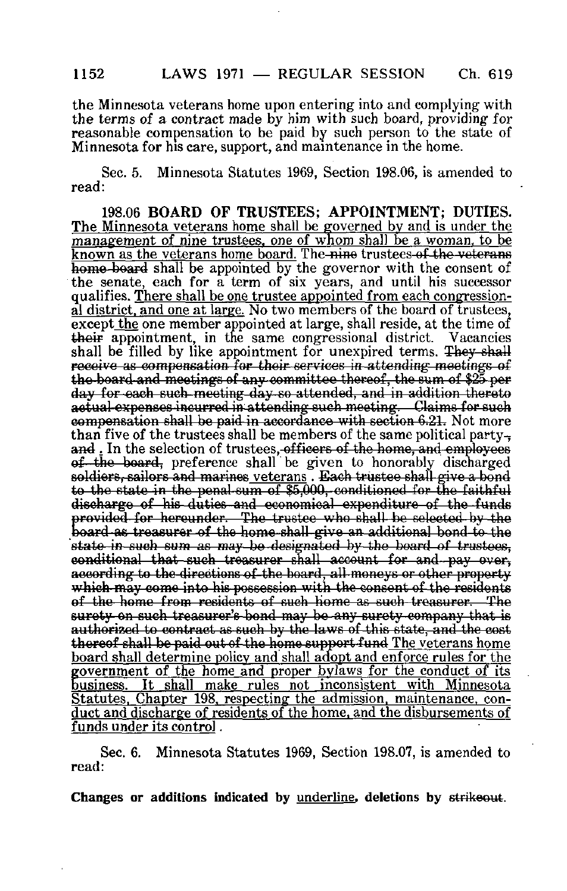the Minnesota veterans home upon entering into and complying with the terms of a contract made by him with such board, providing for reasonable compensation to be paid by such person to the state of Minnesota for his care, support, and maintenance in the home.

Sec. 5. Minnesota Statutes 1969, Section 198.06, is amended to read:

198.06 **BOARD OF TRUSTEES; APPOINTMENT; DUTIES.** <u>The Minnesota veterans home shall be governed by and is under the management of nine trustees, one of whom shall be a woman, to be known as the veterans home board.</u> The ~~nine~~ trustees ~~of the veterans home board~~ shall be appointed by the governor with the consent of the senate, each for a term of six years, and until his successor qualifies. <u>There shall be one trustee appointed from each congressional district, and one at large.</u> No two members of the board of trustees, except <u>the</u> one member appointed at large, shall reside, at the time of ~~their~~ appointment, in the same congressional district. Vacancies shall be filled by like appointment for unexpired terms. ~~They shall receive as compensation for their services in attending meetings of the board and meetings of any committee thereof, the sum of $25 per day for each such meeting day so attended, and in addition thereto actual expenses incurred in attending such meeting. Claims for such compensation shall be paid in accordance with section 6.21.~~ Not more than five of the trustees shall be members of the same political party~~, and~~ <u>.</u> In the selection of trustees, ~~officers of the home, and employees of the board,~~ preference shall be given to honorably discharged ~~soldiers, sailors and marines~~ <u>veterans</u> . ~~Each trustee shall give a bond to the state in the penal sum of $5,000, conditioned for the faithful discharge of his duties and economical expenditure of the funds provided for hereunder. The trustee who shall be selected by the board as treasurer of the home shall give an additional bond to the state in such sum as may be designated by the board of trustees, conditional that such treasurer shall account for and pay over, according to the directions of the board, all moneys or other property which may come into his possession with the consent of the residents of the home from residents of such home as such treasurer. The surety on such treasurer's bond may be any surety company that is authorized to contract as such by the laws of this state, and the cost thereof shall be paid out of the home support fund~~ <u>The veterans home board shall determine policy and shall adopt and enforce rules for the government of the home and proper bylaws for the conduct of its business. It shall make rules not inconsistent with Minnesota Statutes, Chapter 198, respecting the admission, maintenance, conduct and discharge of residents of the home, and the disbursements of funds under its control</u> .

Sec. 6. Minnesota Statutes 1969, Section 198.07, is amended to read:

**Changes or additions indicated by <u>underline</u>, deletions by ~~strikeout~~.**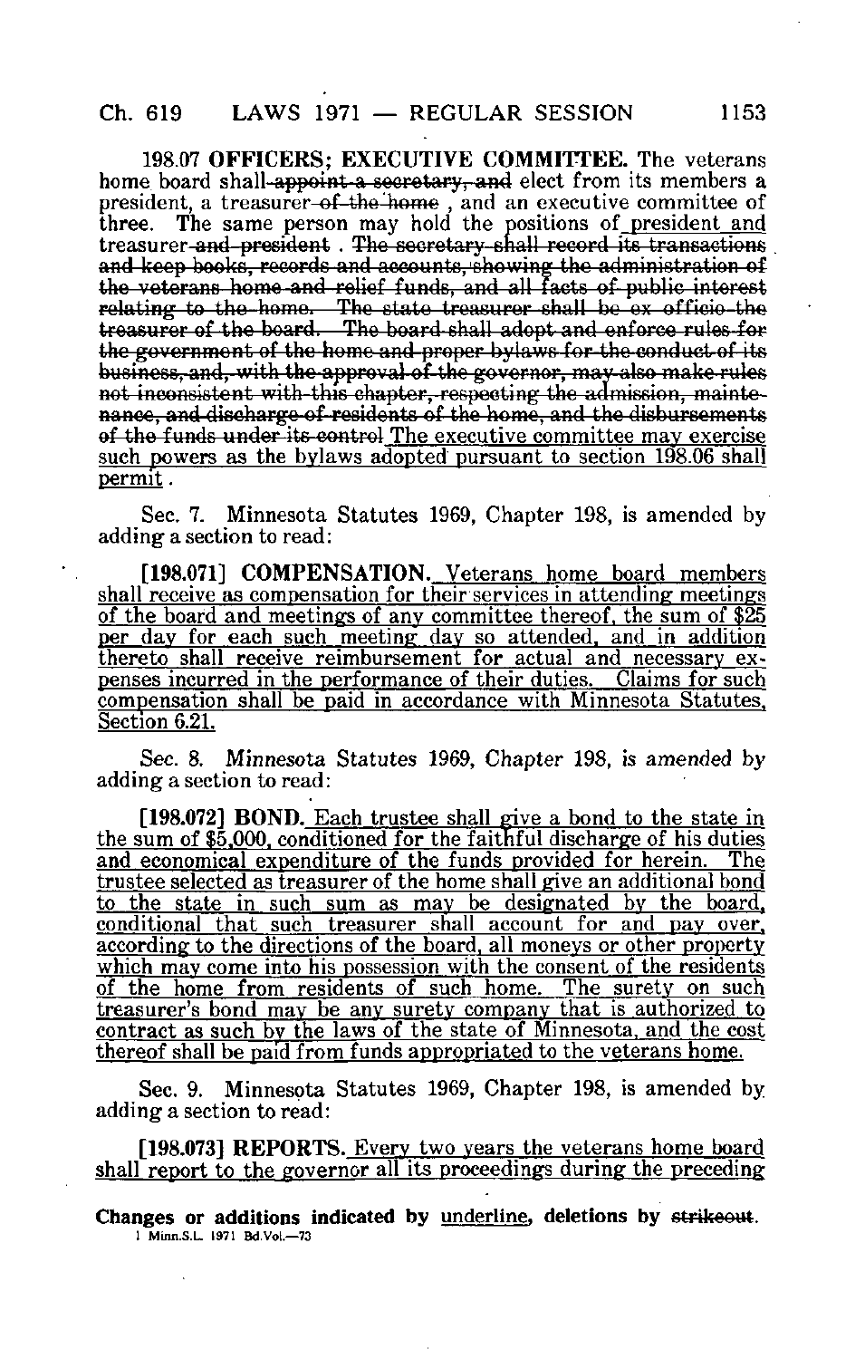198.07 **OFFICERS; EXECUTIVE COMMITTEE.** The veterans home board shall~~appoint a secretary, and~~ elect from its members a president, a treasurer~~of the home~~ , and an executive committee of three. The same person may hold the positions of <u>president and</u> treasurer~~and president~~ . ~~The secretary shall record its transactions and keep books, records and accounts, showing the administration of the veterans home and relief funds, and all facts of public interest relating to the home. The state treasurer shall be ex officio the treasurer of the board. The board shall adopt and enforce rules for the government of the home and proper bylaws for the conduct of its business, and, with the approval of the governor, may also make rules not inconsistent with this chapter, respecting the admission, maintenance, and discharge of residents of the home, and the disbursements of the funds under its control~~ <u>The executive committee may exercise such powers as the bylaws adopted pursuant to section 198.06 shall permit</u> .

Sec. 7. Minnesota Statutes 1969, Chapter 198, is amended by adding a section to read:

[198.071] **COMPENSATION.** <u>Veterans home board members shall receive as compensation for their services in attending meetings of the board and meetings of any committee thereof, the sum of $25 per day for each such meeting day so attended, and in addition thereto shall receive reimbursement for actual and necessary expenses incurred in the performance of their duties. Claims for such compensation shall be paid in accordance with Minnesota Statutes, Section 6.21.</u>

Sec. 8. Minnesota Statutes 1969, Chapter 198, is amended by adding a section to read:

[198.072] **BOND.** <u>Each trustee shall give a bond to the state in the sum of $5,000, conditioned for the faithful discharge of his duties and economical expenditure of the funds provided for herein. The trustee selected as treasurer of the home shall give an additional bond to the state in such sum as may be designated by the board, conditional that such treasurer shall account for and pay over, according to the directions of the board, all moneys or other property which may come into his possession with the consent of the residents of the home from residents of such home. The surety on such treasurer's bond may be any surety company that is authorized to contract as such by the laws of the state of Minnesota, and the cost thereof shall be paid from funds appropriated to the veterans home.</u>

Sec. 9. Minnesota Statutes 1969, Chapter 198, is amended by adding a section to read:

[198.073] **REPORTS.** <u>Every two years the veterans home board shall report to the governor all its proceedings during the preceding</u>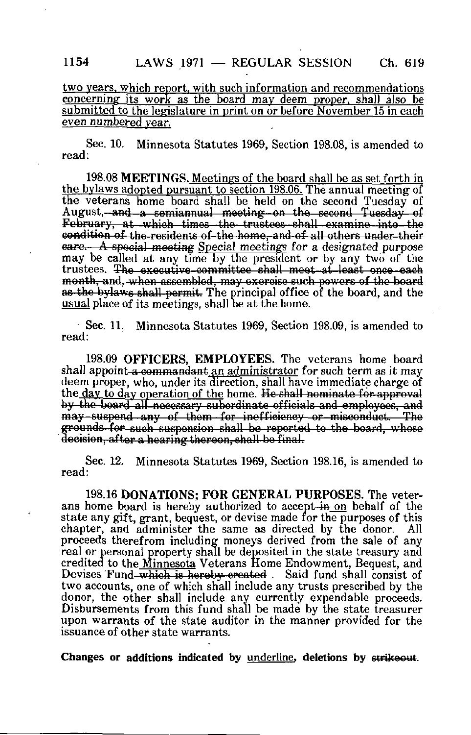<u>two years, which report, with such information and recommendations concerning its work as the board may deem proper, shall also be submitted to the legislature in print on or before November 15 in each even numbered year.</u>

Sec. 10. Minnesota Statutes 1969, Section 198.08, is amended to read:

198.08 **MEETINGS.** <u>Meetings of the board shall be as set forth in the bylaws adopted pursuant to section 198.06.</u> The annual meeting of the veterans home board shall be held on the second Tuesday of August~~, and a semiannual meeting on the second Tuesday of February, at which times the trustees shall examine into the condition of the residents of the home, and of all others under their care. A special meeting~~ <u>Special meetings</u> for a designated purpose may be called at any time by the president or by any two of the trustees. ~~The executive committee shall meet at least once each month, and, when assembled, may exercise such powers of the board as the bylaws shall permit.~~ The principal office of the board, and the <u>usual</u> place of its meetings, shall be at the home.

Sec. 11. Minnesota Statutes 1969, Section 198.09, is amended to read:

198.09 **OFFICERS, EMPLOYEES.** The veterans home board shall appoint ~~a commandant~~ <u>an administrator</u> for such term as it may deem proper, who, under its direction, shall have immediate charge of the <u>day to day operation of the</u> home. ~~He shall nominate for approval by the board all necessary subordinate officials and employees, and may suspend any of them for inefficiency or misconduct. The grounds for such suspension shall be reported to the board, whose decision, after a hearing thereon, shall be final.~~

Sec. 12. Minnesota Statutes 1969, Section 198.16, is amended to read:

198.16 **DONATIONS; FOR GENERAL PURPOSES.** The veterans home board is hereby authorized to accept ~~in~~ <u>on</u> behalf of the state any gift, grant, bequest, or devise made for the purposes of this chapter, and administer the same as directed by the donor. All proceeds therefrom including moneys derived from the sale of any real or personal property shall be deposited in the state treasury and credited to the <u>Minnesota</u> Veterans Home Endowment, Bequest, and Devises Fund ~~which is hereby created~~ . Said fund shall consist of two accounts, one of which shall include any trusts prescribed by the donor, the other shall include any currently expendable proceeds. Disbursements from this fund shall be made by the state treasurer upon warrants of the state auditor in the manner provided for the issuance of other state warrants.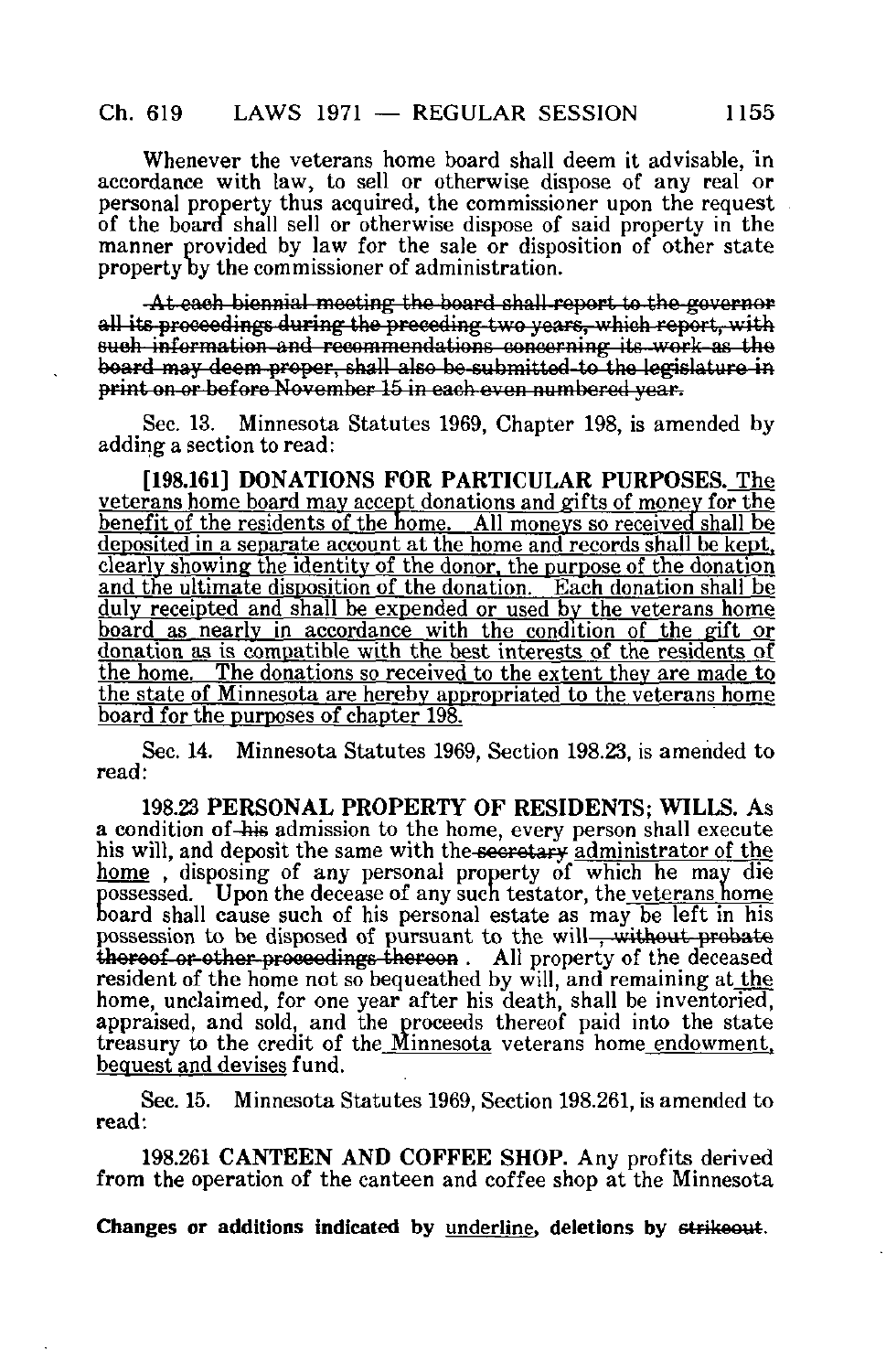Whenever the veterans home board shall deem it advisable, in accordance with law, to sell or otherwise dispose of any real or personal property thus acquired, the commissioner upon the request of the board shall sell or otherwise dispose of said property in the manner provided by law for the sale or disposition of other state property by the commissioner of administration.

~~At each biennial meeting the board shall report to the governor all its proceedings during the preceding two years, which report, with such information and recommendations concerning its work as the board may deem proper, shall also be submitted to the legislature in print on or before November 15 in each even numbered year.~~

Sec. 13. Minnesota Statutes 1969, Chapter 198, is amended by adding a section to read:

**[198.161] DONATIONS FOR PARTICULAR PURPOSES.** <u>The veterans home board may accept donations and gifts of money for the benefit of the residents of the home. All moneys so received shall be deposited in a separate account at the home and records shall be kept, clearly showing the identity of the donor, the purpose of the donation and the ultimate disposition of the donation. Each donation shall be duly receipted and shall be expended or used by the veterans home board as nearly in accordance with the condition of the gift or donation as is compatible with the best interests of the residents of the home. The donations so received to the extent they are made to the state of Minnesota are hereby appropriated to the veterans home board for the purposes of chapter 198.</u>

Sec. 14. Minnesota Statutes 1969, Section 198.23, is amended to read:

**198.23 PERSONAL PROPERTY OF RESIDENTS; WILLS.** As a condition of ~~his~~ admission to the home, every person shall execute his will, and deposit the same with the ~~secretary~~ <u>administrator of the home</u> , disposing of any personal property of which he may die possessed. Upon the decease of any such testator, the <u>veterans home</u> board shall cause such of his personal estate as may be left in his possession to be disposed of pursuant to the will~~, without probate thereof or other proceedings thereon~~ . All property of the deceased resident of the home not so bequeathed by will, and remaining at <u>the</u> home, unclaimed, for one year after his death, shall be inventoried, appraised, and sold, and the proceeds thereof paid into the state treasury to the credit of the <u>Minnesota</u> veterans home <u>endowment, bequest and devises</u> fund.

Sec. 15. Minnesota Statutes 1969, Section 198.261, is amended to read:

**198.261 CANTEEN AND COFFEE SHOP.** Any profits derived from the operation of the canteen and coffee shop at the Minnesota

**Changes or additions indicated by <u>underline</u>, deletions by ~~strikeout~~.**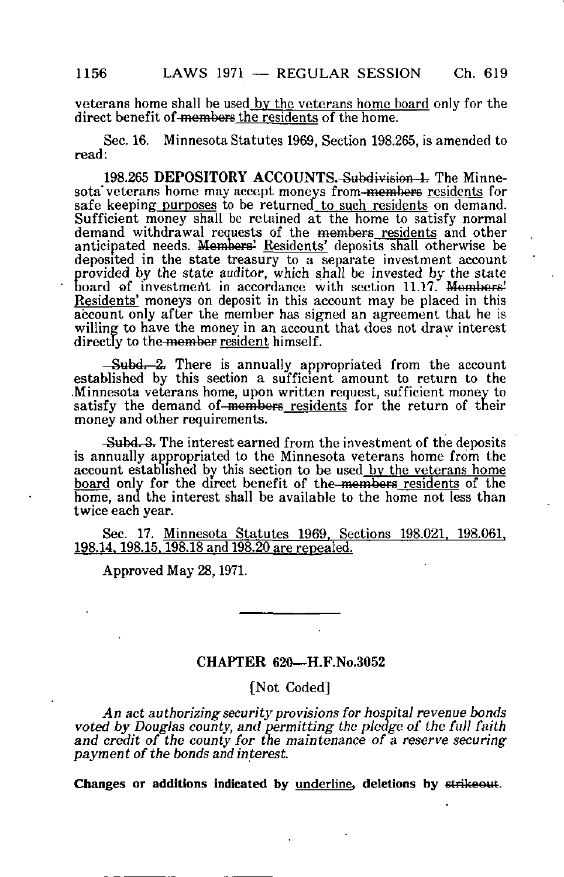veterans home shall be used by the veterans home board only for the direct benefit of ~~members~~ the residents of the home.

Sec. 16. Minnesota Statutes 1969, Section 198.265, is amended to read:

198.265 **DEPOSITORY ACCOUNTS.** ~~Subdivision 1.~~ The Minnesota veterans home may accept moneys from ~~members~~ residents for safe keeping purposes to be returned to such residents on demand. Sufficient money shall be retained at the home to satisfy normal demand withdrawal requests of the ~~members~~ residents and other anticipated needs. ~~Members'~~ Residents' deposits shall otherwise be deposited in the state treasury to a separate investment account provided by the state auditor, which shall be invested by the state board of investment in accordance with section 11.17. ~~Members'~~ Residents' moneys on deposit in this account may be placed in this account only after the member has signed an agreement that he is willing to have the money in an account that does not draw interest directly to the ~~member~~ resident himself.

~~Subd. 2.~~ There is annually appropriated from the account established by this section a sufficient amount to return to the Minnesota veterans home, upon written request, sufficient money to satisfy the demand of ~~members~~ residents for the return of their money and other requirements.

~~Subd. 3.~~ The interest earned from the investment of the deposits is annually appropriated to the Minnesota veterans home from the account established by this section to be used by the veterans home board only for the direct benefit of the ~~members~~ residents of the home, and the interest shall be available to the home not less than twice each year.

Sec. 17. Minnesota Statutes 1969, Sections 198.021, 198.061, 198.14, 198.15, 198.18 and 198.20 are repealed.

Approved May 28, 1971.

---

## CHAPTER 620—H.F.No.3052

[Not Coded]

*An act authorizing security provisions for hospital revenue bonds voted by Douglas county, and permitting the pledge of the full faith and credit of the county for the maintenance of a reserve securing payment of the bonds and interest.*

**Changes or additions indicated by underline, deletions by ~~strikeout~~.**